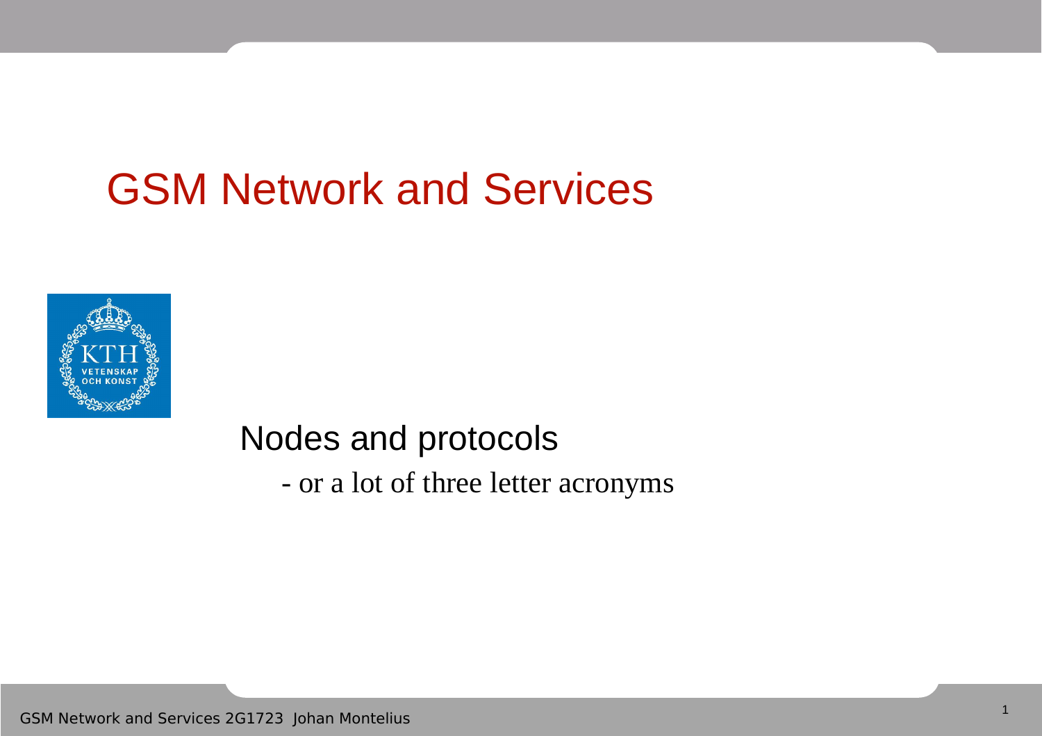# GSM Network and Services

## Nodes and protocols

- or a lot of three letter acronyms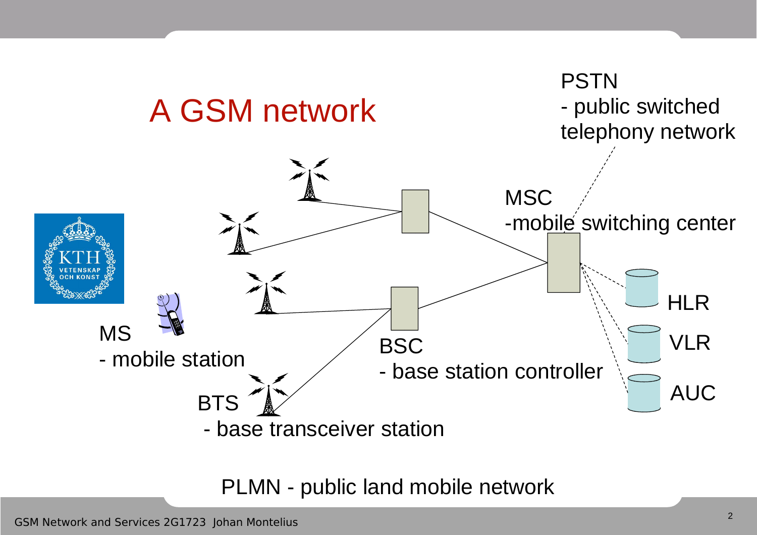# A GSM network

PSTN
- public switched telephony network

MSC
-mobile switching center

HLR

VLR

AUC

MS
- mobile station

BSC
- base station controller

BTS
- base transceiver station

PLMN - public land mobile network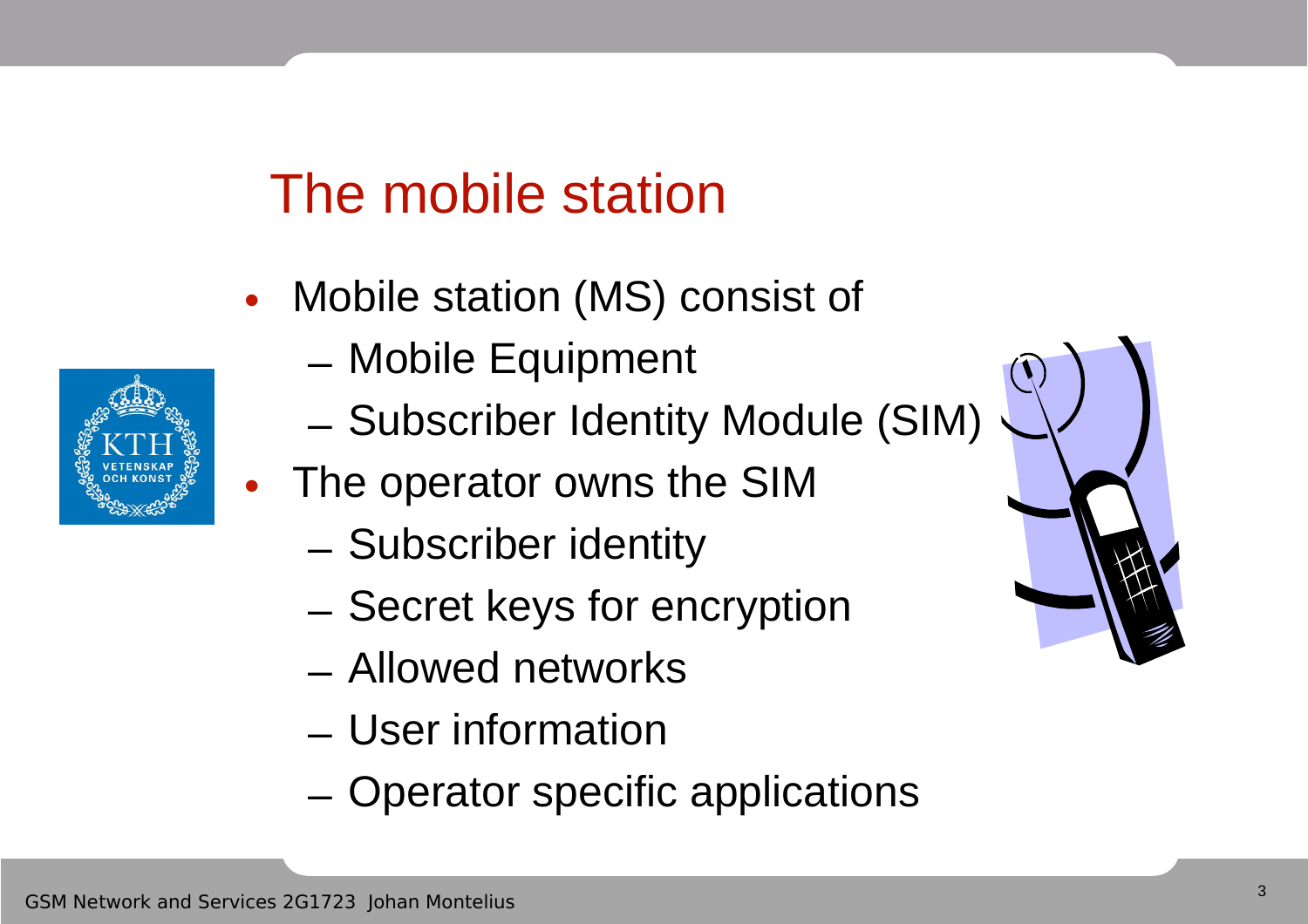# The mobile station

- Mobile station (MS) consist of
  - Mobile Equipment
  - Subscriber Identity Module (SIM)
- The operator owns the SIM
  - Subscriber identity
  - Secret keys for encryption
  - Allowed networks
  - User information
  - Operator specific applications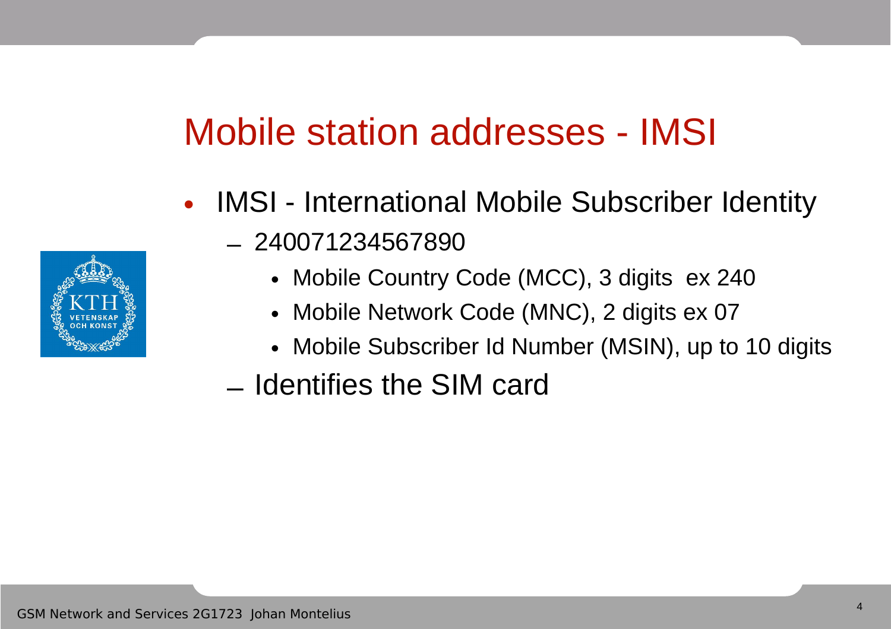# Mobile station addresses - IMSI

- IMSI - International Mobile Subscriber Identity
  - 240071234567890
    - Mobile Country Code (MCC), 3 digits ex 240
    - Mobile Network Code (MNC), 2 digits ex 07
    - Mobile Subscriber Id Number (MSIN), up to 10 digits
  - Identifies the SIM card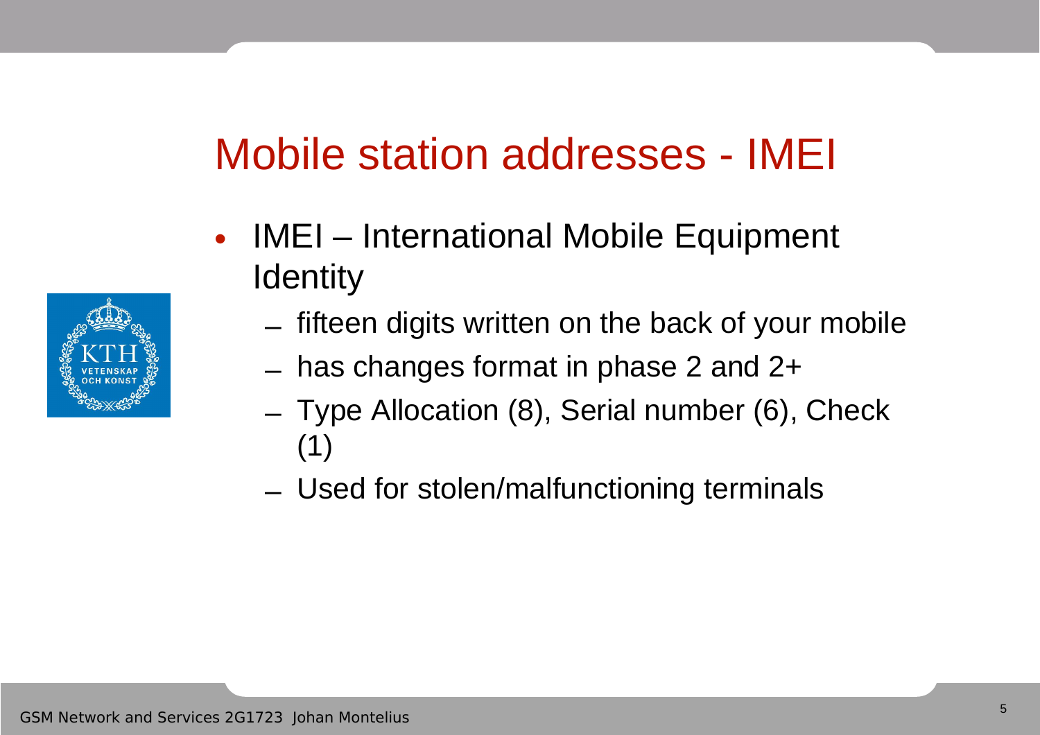# Mobile station addresses - IMEI

- IMEI – International Mobile Equipment Identity
  - fifteen digits written on the back of your mobile
  - has changes format in phase 2 and 2+
  - Type Allocation (8), Serial number (6), Check (1)
  - Used for stolen/malfunctioning terminals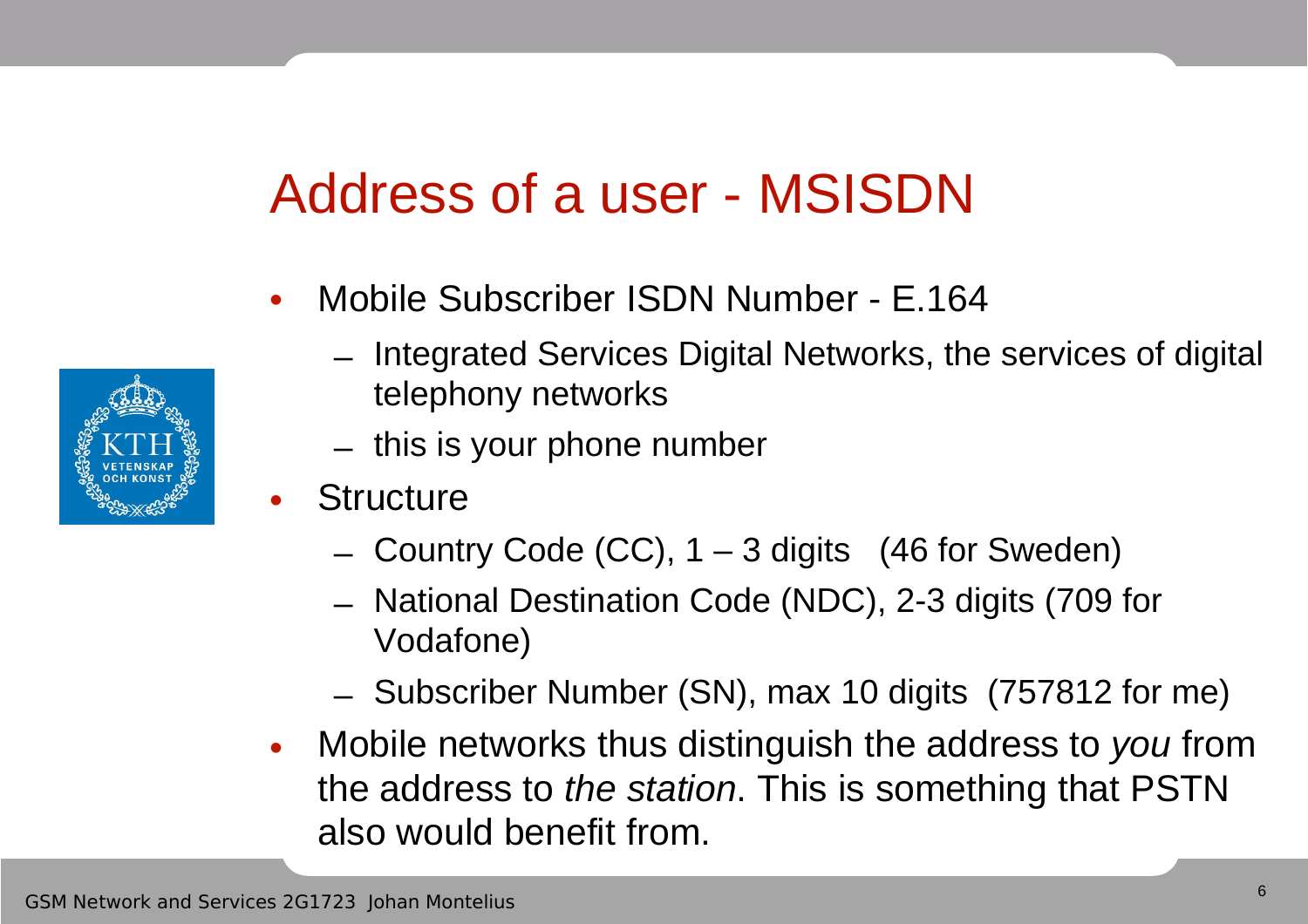# Address of a user - MSISDN

- Mobile Subscriber ISDN Number - E.164
  - Integrated Services Digital Networks, the services of digital telephony networks
  - this is your phone number
- Structure
  - Country Code (CC), 1 – 3 digits (46 for Sweden)
  - National Destination Code (NDC), 2-3 digits (709 for Vodafone)
  - Subscriber Number (SN), max 10 digits (757812 for me)
- Mobile networks thus distinguish the address to *you* from the address to *the station*. This is something that PSTN also would benefit from.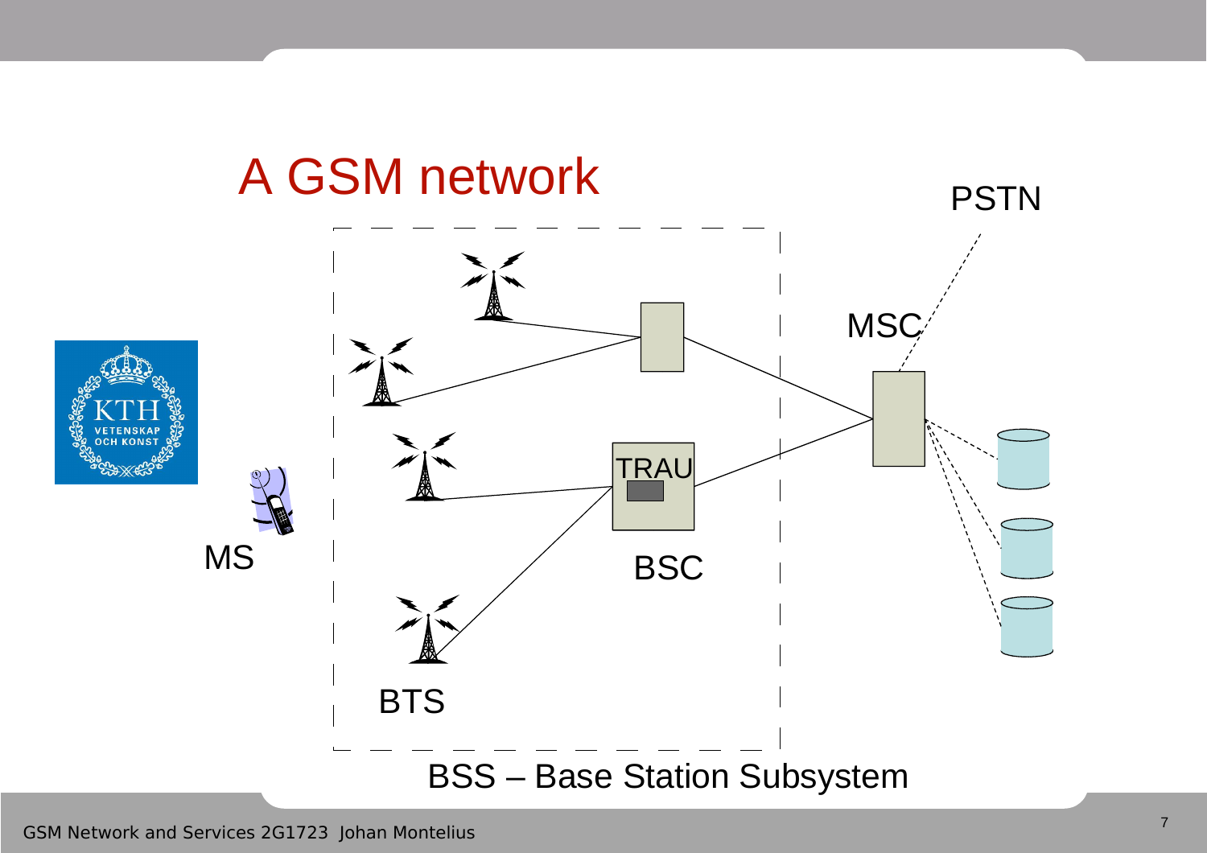# A GSM network

PSTN

MSC

TRAU

BSC

MS

BTS

BSS – Base Station Subsystem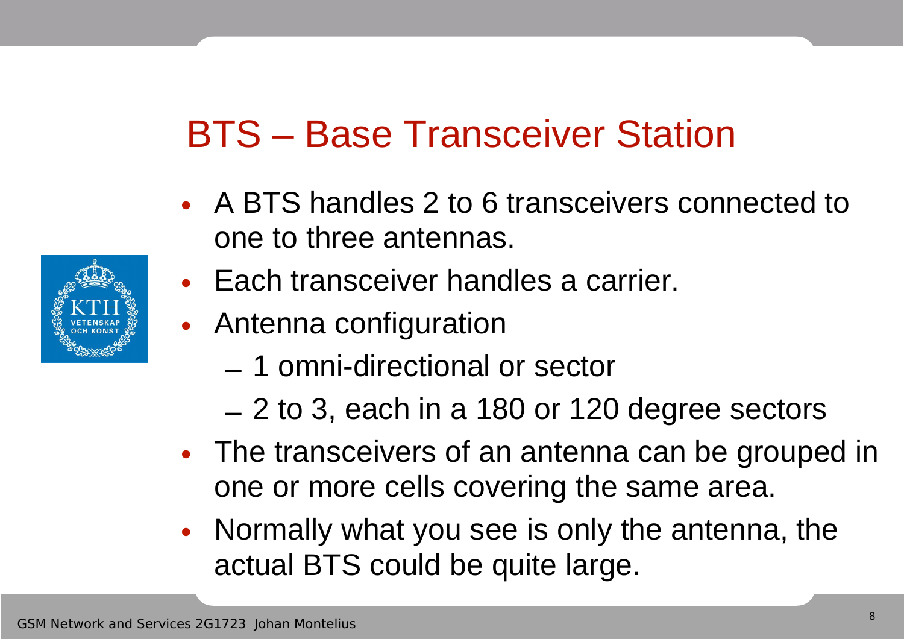# BTS – Base Transceiver Station

- A BTS handles 2 to 6 transceivers connected to one to three antennas.
- Each transceiver handles a carrier.
- Antenna configuration
  - 1 omni-directional or sector
  - 2 to 3, each in a 180 or 120 degree sectors
- The transceivers of an antenna can be grouped in one or more cells covering the same area.
- Normally what you see is only the antenna, the actual BTS could be quite large.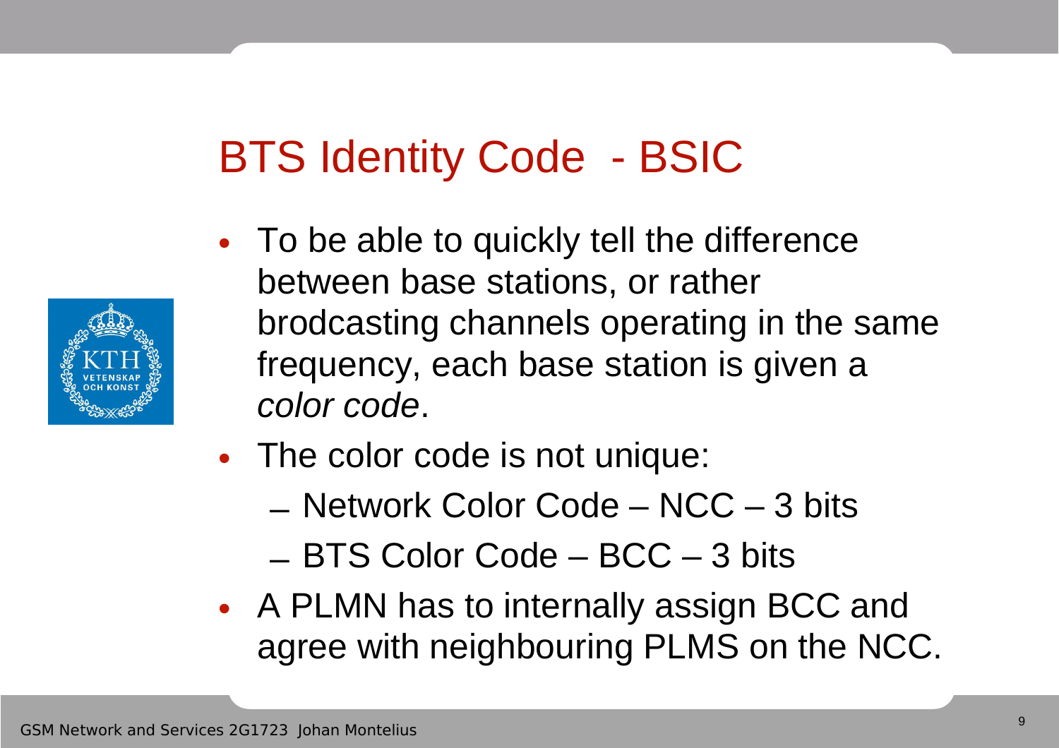# BTS Identity Code - BSIC

- To be able to quickly tell the difference between base stations, or rather brodcasting channels operating in the same frequency, each base station is given a *color code*.
- The color code is not unique:
  - Network Color Code – NCC – 3 bits
  - BTS Color Code – BCC – 3 bits
- A PLMN has to internally assign BCC and agree with neighbouring PLMS on the NCC.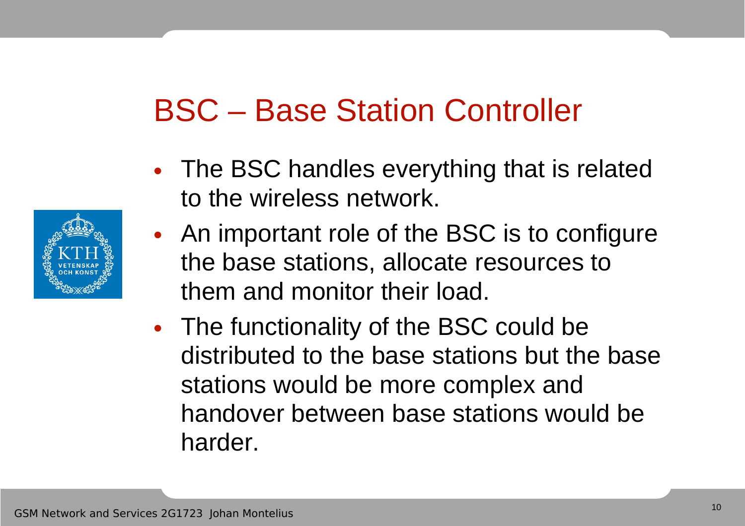# BSC – Base Station Controller

- The BSC handles everything that is related to the wireless network.
- An important role of the BSC is to configure the base stations, allocate resources to them and monitor their load.
- The functionality of the BSC could be distributed to the base stations but the base stations would be more complex and handover between base stations would be harder.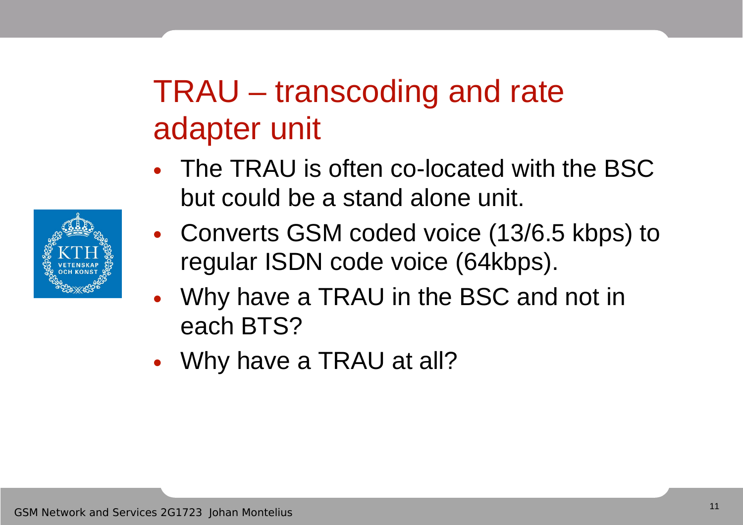# TRAU – transcoding and rate adapter unit

- The TRAU is often co-located with the BSC but could be a stand alone unit.
- Converts GSM coded voice (13/6.5 kbps) to regular ISDN code voice (64kbps).
- Why have a TRAU in the BSC and not in each BTS?
- Why have a TRAU at all?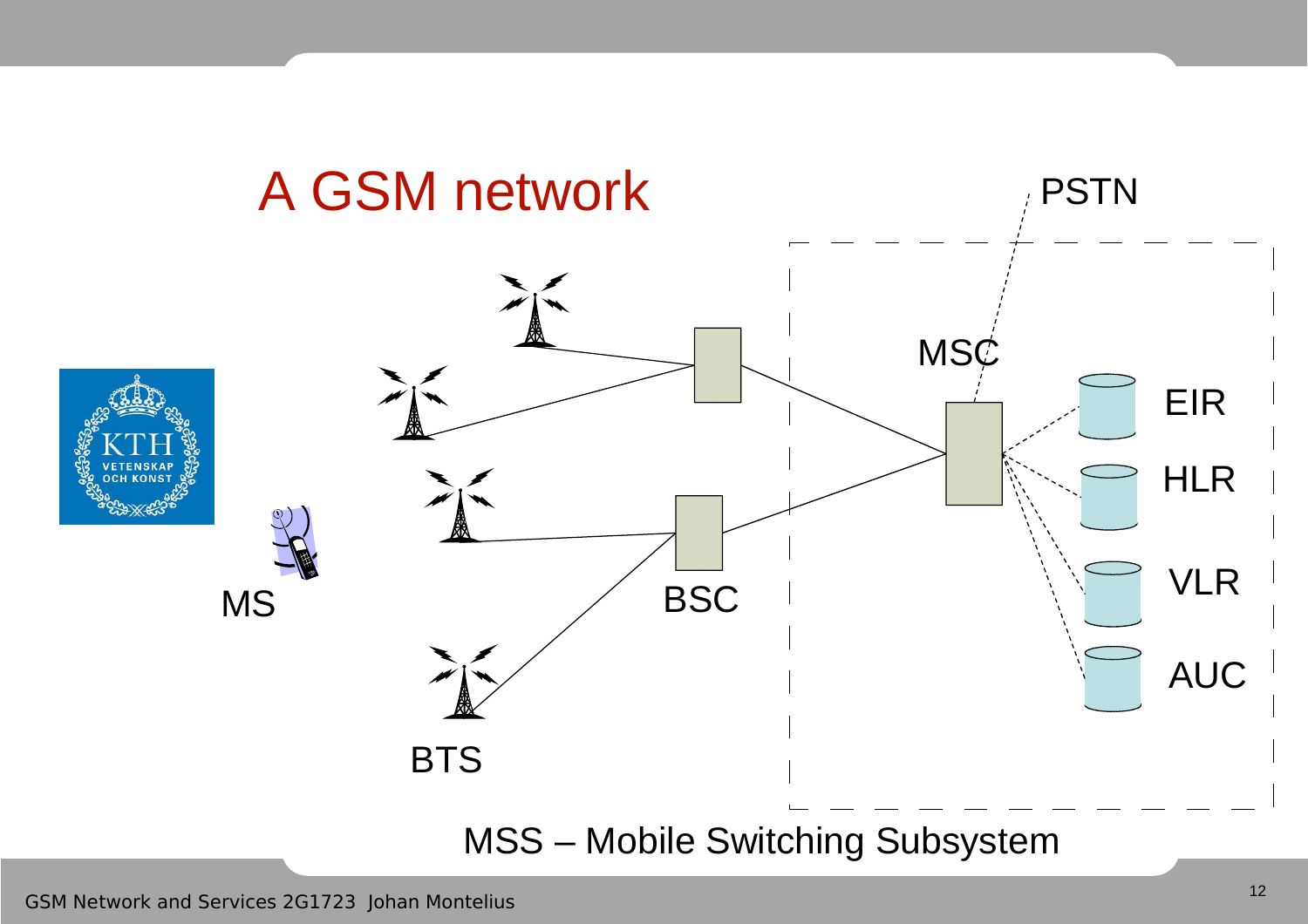# A GSM network

PSTN

MSC

EIR

HLR

VLR

AUC

MS

BSC

BTS

MSS – Mobile Switching Subsystem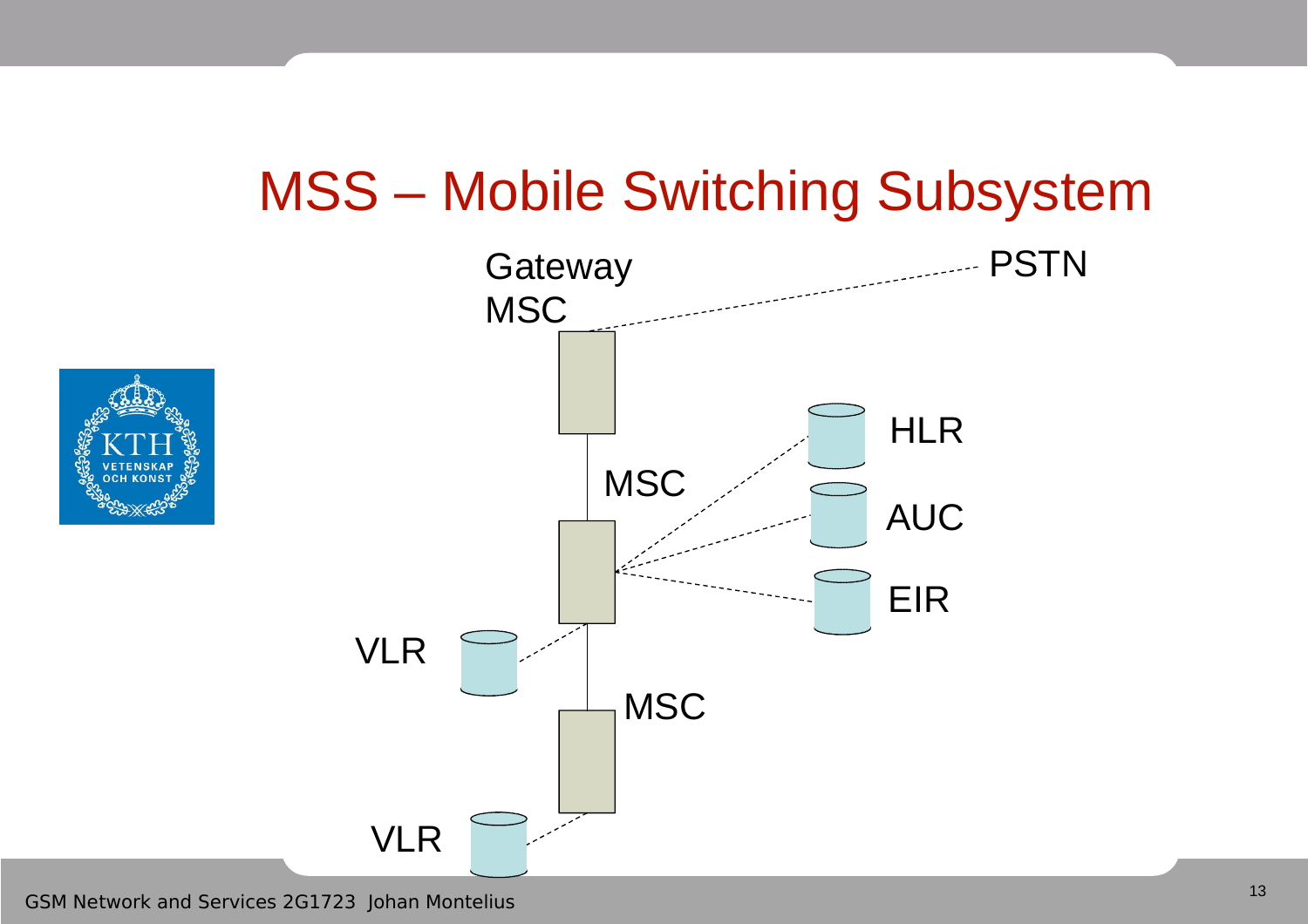# MSS – Mobile Switching Subsystem

Gateway MSC

PSTN

HLR

MSC

AUC

EIR

VLR

MSC

VLR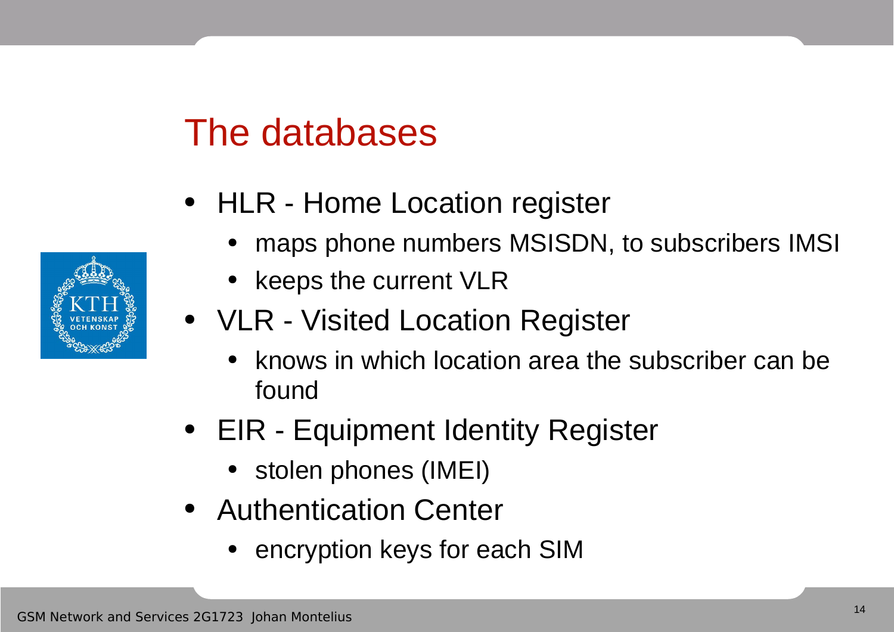# The databases

- HLR - Home Location register
  - maps phone numbers MSISDN, to subscribers IMSI
  - keeps the current VLR
- VLR - Visited Location Register
  - knows in which location area the subscriber can be found
- EIR - Equipment Identity Register
  - stolen phones (IMEI)
- Authentication Center
  - encryption keys for each SIM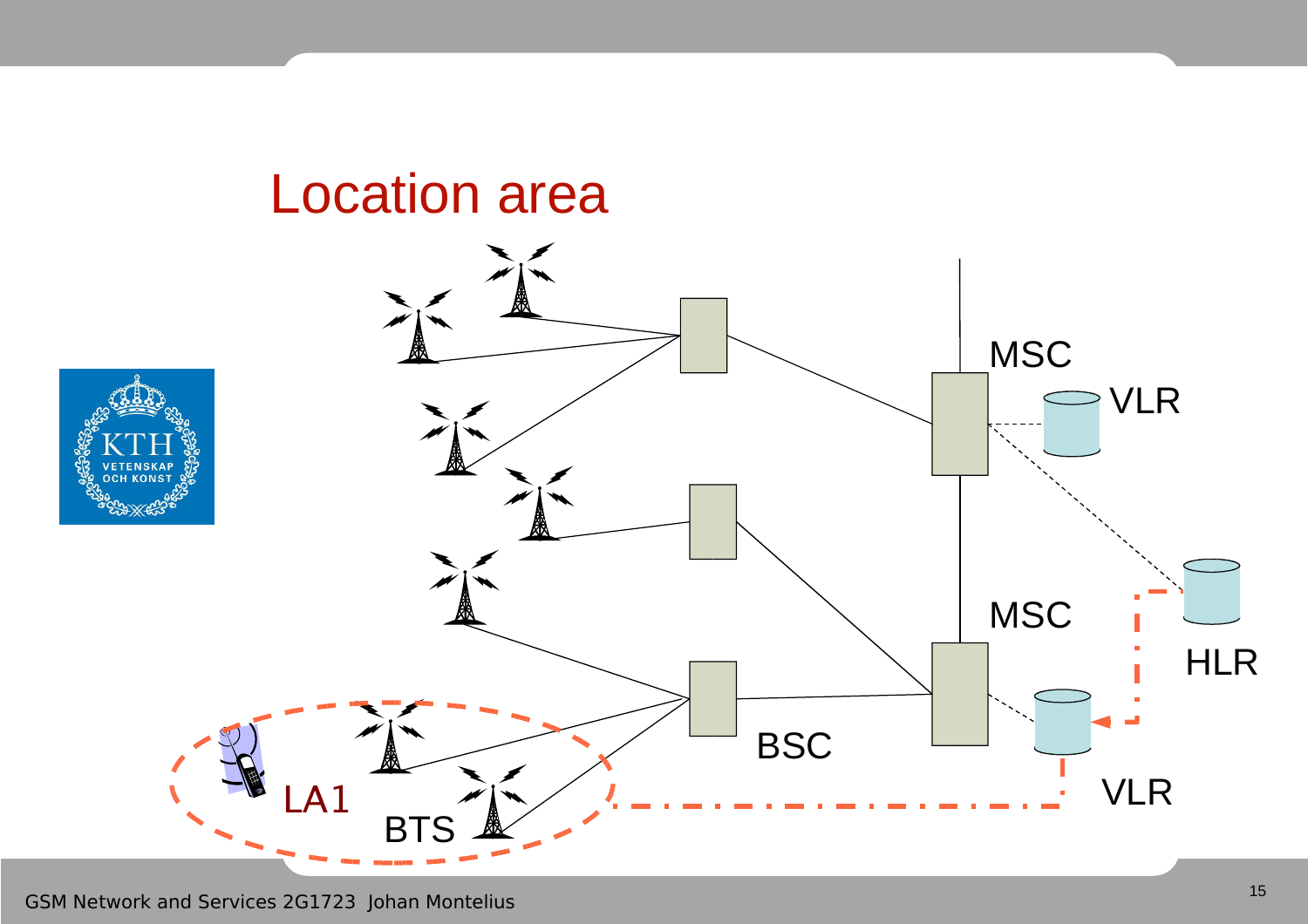# Location area

MSC

VLR

MSC

HLR

BSC

VLR

LA1

BTS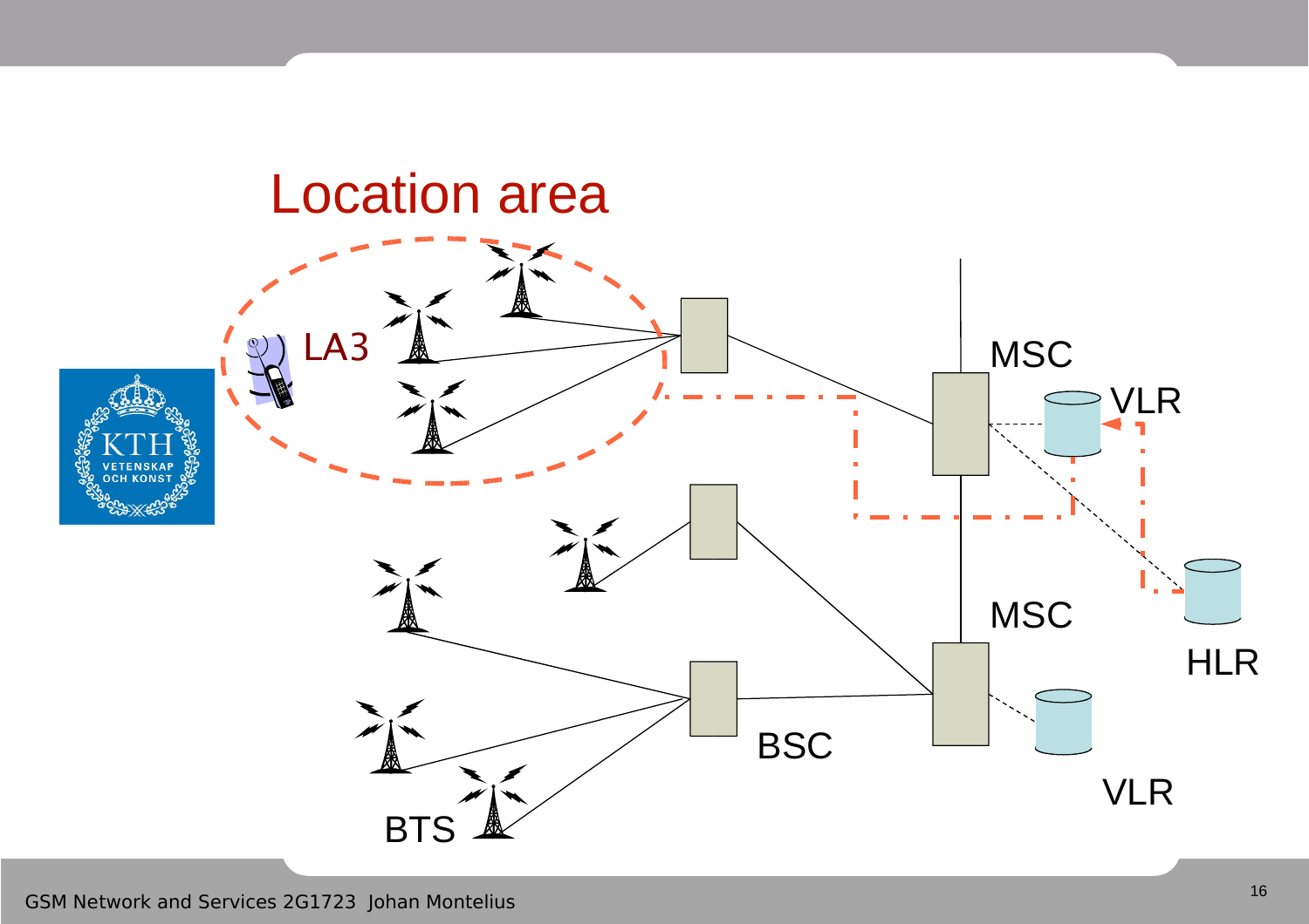# Location area

LA3

MSC

VLR

MSC

HLR

BSC

VLR

BTS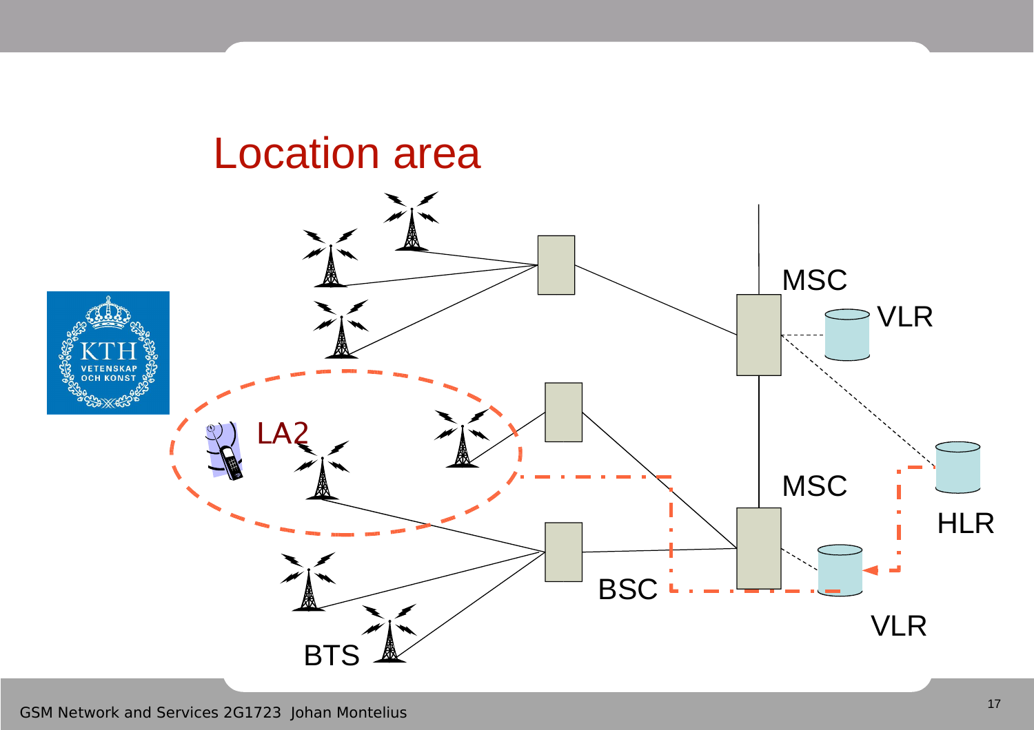# Location area

LA2

MSC

VLR

MSC

HLR

BSC

VLR

BTS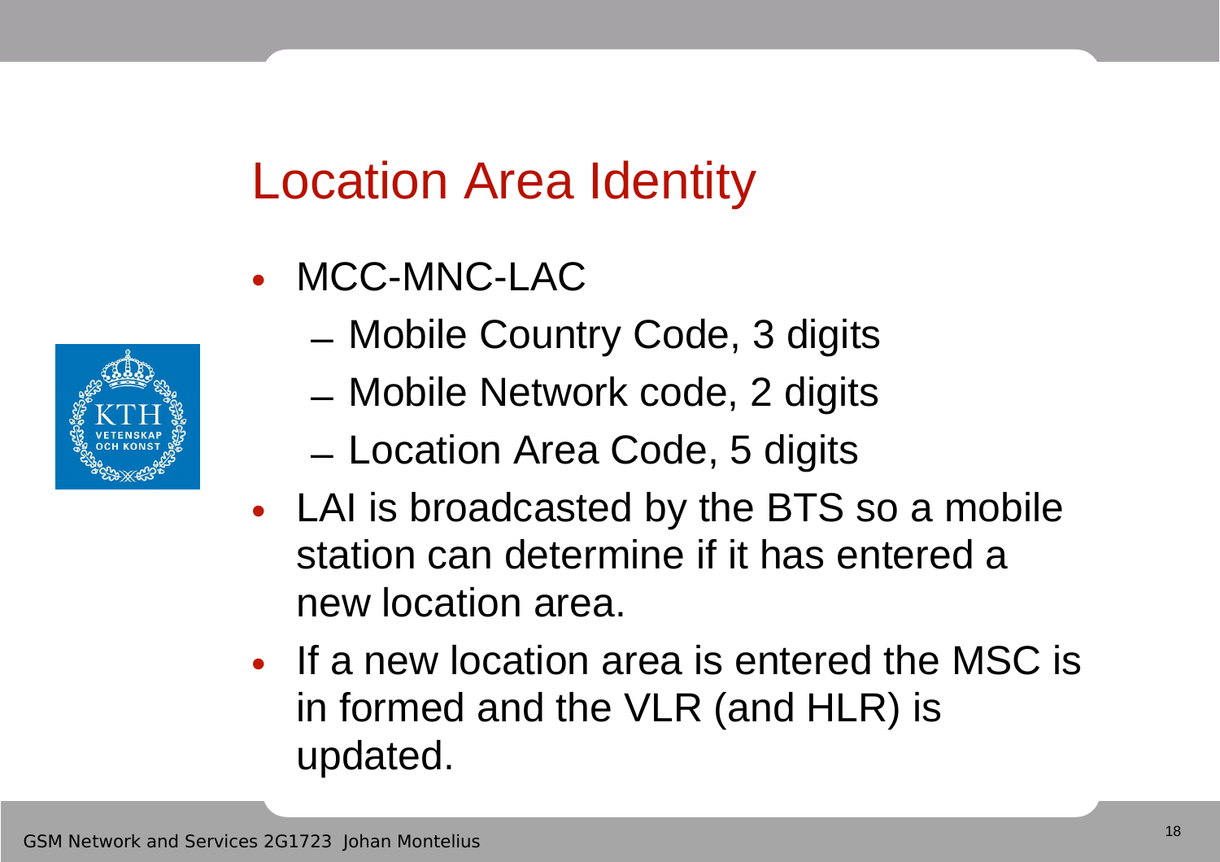# Location Area Identity

- MCC-MNC-LAC
  - Mobile Country Code, 3 digits
  - Mobile Network code, 2 digits
  - Location Area Code, 5 digits
- LAI is broadcasted by the BTS so a mobile station can determine if it has entered a new location area.
- If a new location area is entered the MSC is in formed and the VLR (and HLR) is updated.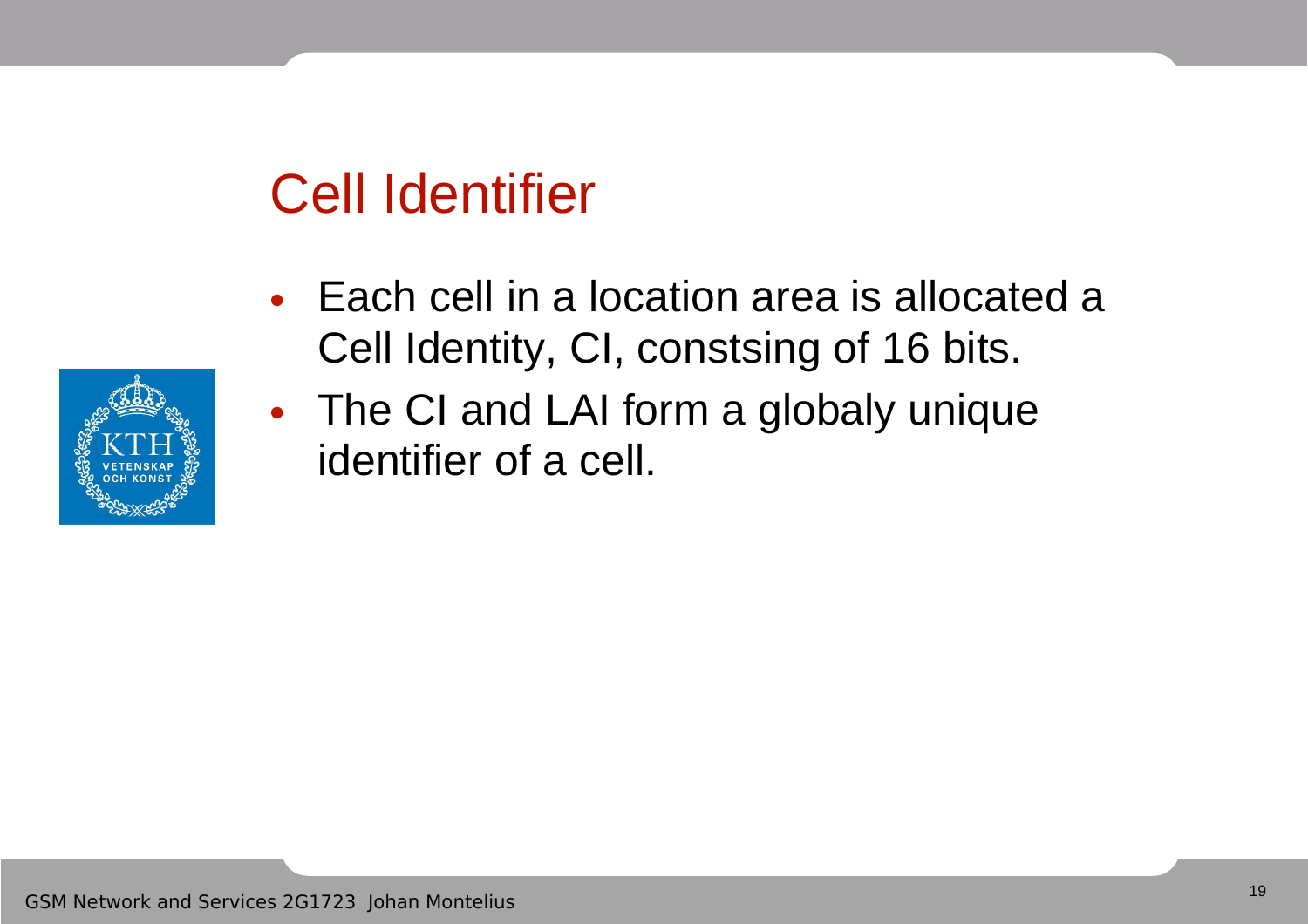# Cell Identifier

- Each cell in a location area is allocated a Cell Identity, CI, constsing of 16 bits.
- The CI and LAI form a globaly unique identifier of a cell.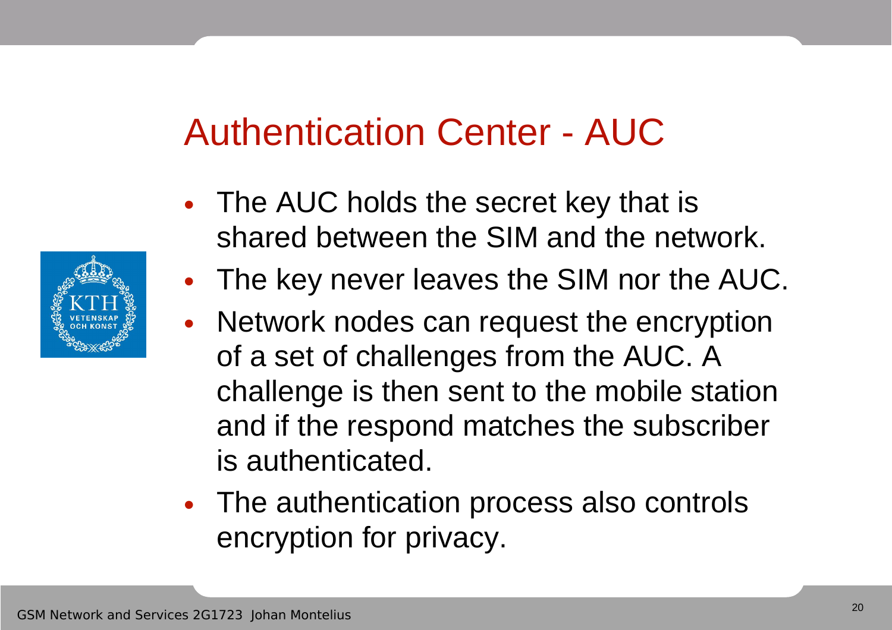# Authentication Center - AUC

- The AUC holds the secret key that is shared between the SIM and the network.
- The key never leaves the SIM nor the AUC.
- Network nodes can request the encryption of a set of challenges from the AUC. A challenge is then sent to the mobile station and if the respond matches the subscriber is authenticated.
- The authentication process also controls encryption for privacy.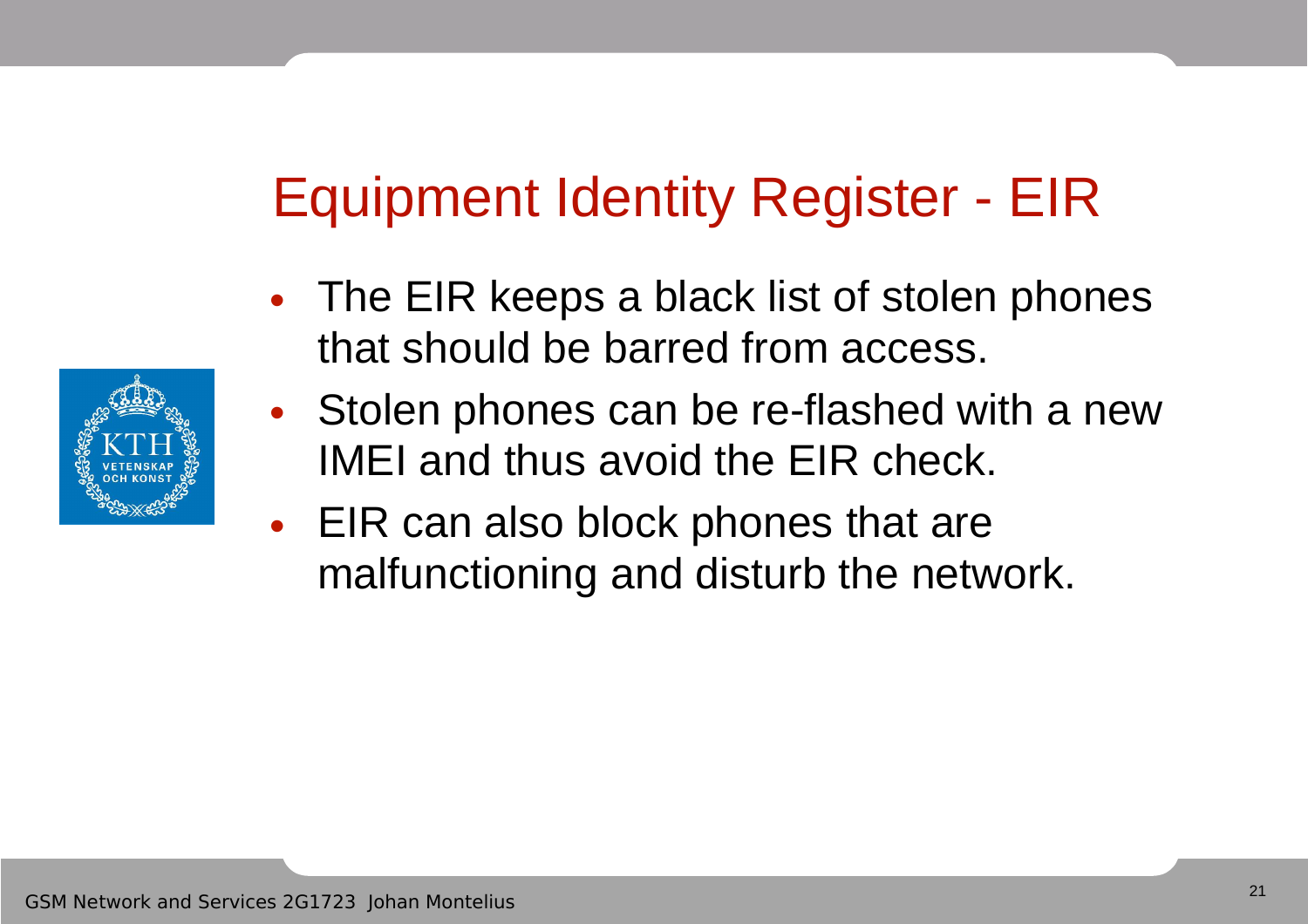# Equipment Identity Register - EIR

- The EIR keeps a black list of stolen phones that should be barred from access.
- Stolen phones can be re-flashed with a new IMEI and thus avoid the EIR check.
- EIR can also block phones that are malfunctioning and disturb the network.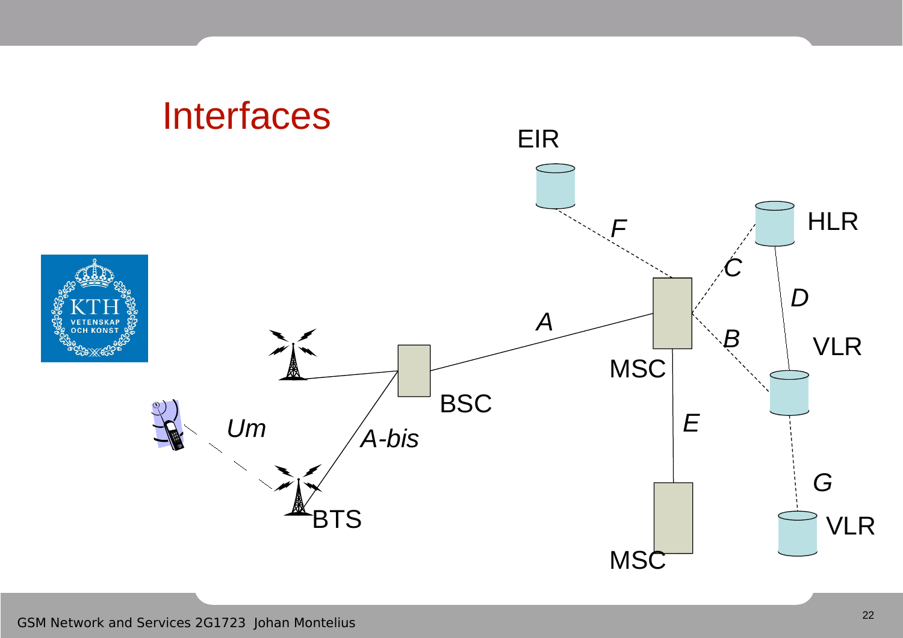# Interfaces

EIR

F

HLR

C

D

A

B

VLR

MSC

BSC

Um

A-bis

E

G

BTS

VLR

MSC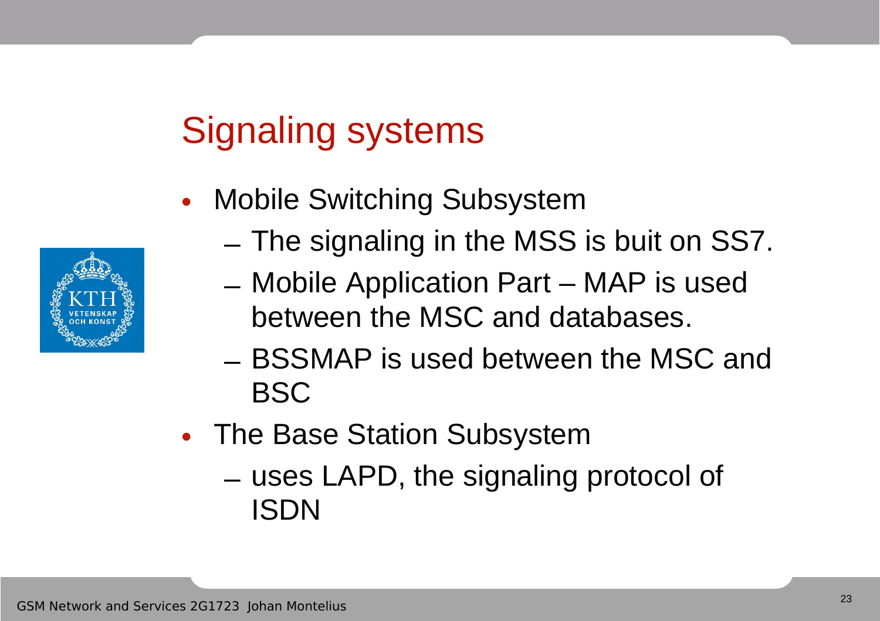# Signaling systems

- Mobile Switching Subsystem
  - The signaling in the MSS is buit on SS7.
  - Mobile Application Part – MAP is used between the MSC and databases.
  - BSSMAP is used between the MSC and BSC
- The Base Station Subsystem
  - uses LAPD, the signaling protocol of ISDN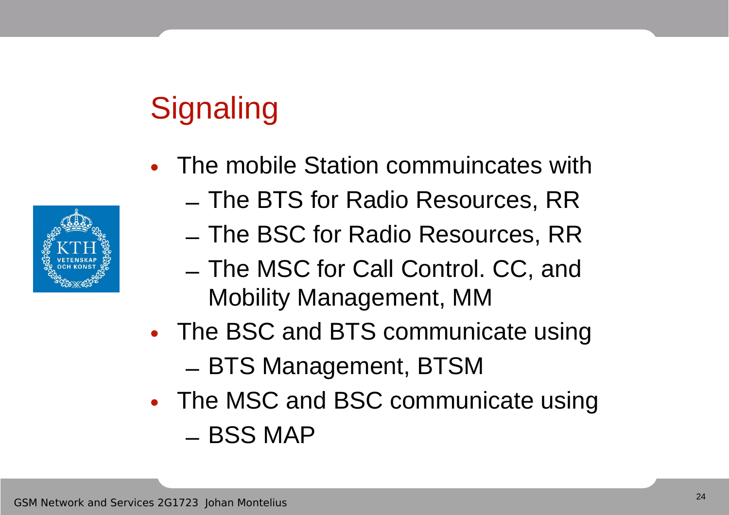# Signaling

- The mobile Station commuincates with
  - The BTS for Radio Resources, RR
  - The BSC for Radio Resources, RR
  - The MSC for Call Control. CC, and Mobility Management, MM
- The BSC and BTS communicate using
  - BTS Management, BTSM
- The MSC and BSC communicate using
  - BSS MAP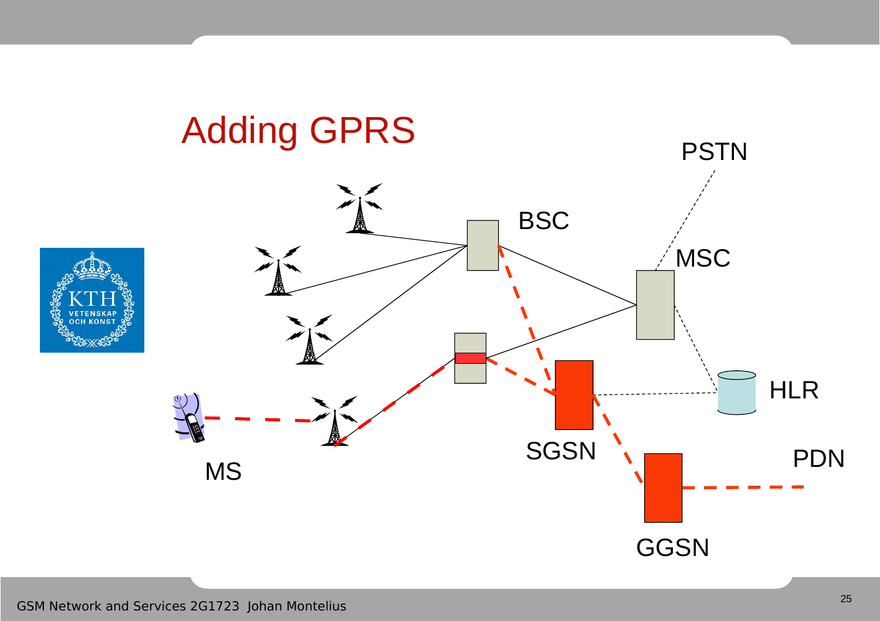# Adding GPRS

PSTN

BSC

MSC

HLR

SGSN

PDN

MS

GGSN